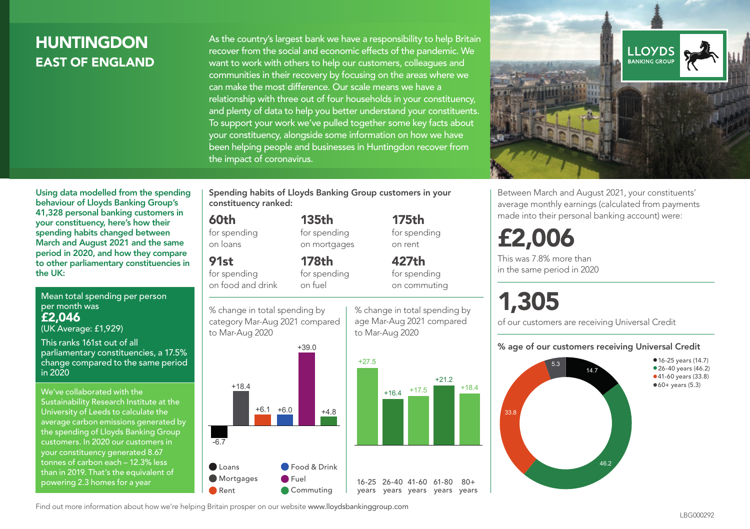# HUNTINGDON
## EAST OF ENGLAND

As the country's largest bank we have a responsibility to help Britain recover from the social and economic effects of the pandemic. We want to work with others to help our customers, colleagues and communities in their recovery by focusing on the areas where we can make the most difference. Our scale means we have a relationship with three out of four households in your constituency, and plenty of data to help you better understand your constituents. To support your work we've pulled together some key facts about your constituency, alongside some information on how we have been helping people and businesses in Huntingdon recover from the impact of coronavirus.

LLOYDS BANKING GROUP

**Using data modelled from the spending behaviour of Lloyds Banking Group's 41,328 personal banking customers in your constituency, here's how their spending habits changed between March and August 2021 and the same period in 2020, and how they compare to other parliamentary constituencies in the UK:**

Mean total spending per person per month was
**£2,046**
(UK Average: £1,929)

This ranks 161st out of all parliamentary constituencies, a 17.5% change compared to the same period in 2020

We've collaborated with the Sustainability Research Institute at the University of Leeds to calculate the average carbon emissions generated by the spending of Lloyds Banking Group customers. In 2020 our customers in your constituency generated 8.67 tonnes of carbon each – 12.3% less than in 2019. That's the equivalent of powering 2.3 homes for a year

**Spending habits of Lloyds Banking Group customers in your constituency ranked:**

| | | |
|---|---|---|
| **60th** for spending on loans | **135th** for spending on mortgages | **175th** for spending on rent |
| **91st** for spending on food and drink | **178th** for spending on fuel | **427th** for spending on commuting |

% change in total spending by category Mar-Aug 2021 compared to Mar-Aug 2020

| Category | % change |
|---|---|
| Loans | -6.7 |
| Mortgages | +18.4 |
| Rent | +6.1 |
| Food & Drink | +6.0 |
| Fuel | +39.0 |
| Commuting | +4.8 |

% change in total spending by age Mar-Aug 2021 compared to Mar-Aug 2020

| Age | % change |
|---|---|
| 16-25 years | +27.5 |
| 26-40 years | +16.4 |
| 41-60 years | +17.5 |
| 61-80 years | +21.2 |
| 80+ years | +18.4 |

Between March and August 2021, your constituents' average monthly earnings (calculated from payments made into their personal banking account) were:

**£2,006**

This was 7.8% more than in the same period in 2020

**1,305**

of our customers are receiving Universal Credit

**% age of our customers receiving Universal Credit**

- 16-25 years (14.7)
- 26-40 years (46.2)
- 41-60 years (33.8)
- 60+ years (5.3)

Find out more information about how we're helping Britain prosper on our website www.lloydsbankinggroup.com

LBG000292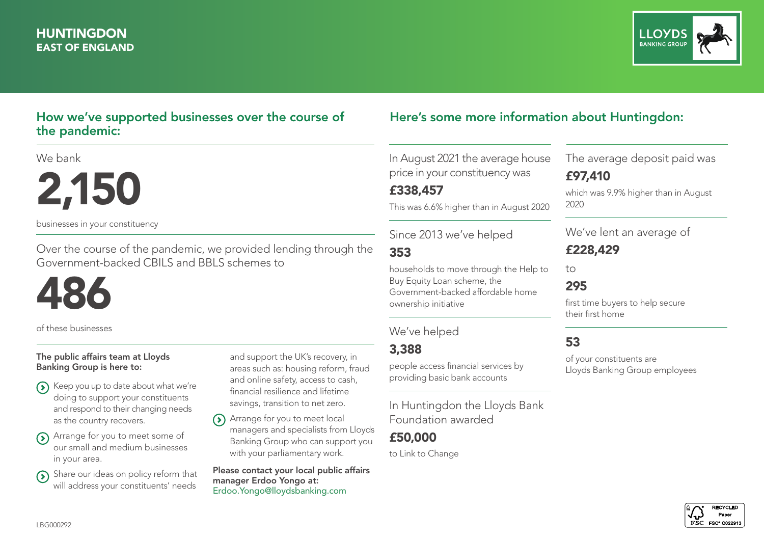# HUNTINGDON
## EAST OF ENGLAND

LLOYDS BANKING GROUP

## How we've supported businesses over the course of the pandemic:

We bank

**2,150**

businesses in your constituency

Over the course of the pandemic, we provided lending through the Government-backed CBILS and BBLS schemes to

**486**

of these businesses

**The public affairs team at Lloyds Banking Group is here to:**

- Keep you up to date about what we're doing to support your constituents and respond to their changing needs as the country recovers.
- Arrange for you to meet some of our small and medium businesses in your area.
- Share our ideas on policy reform that will address your constituents' needs and support the UK's recovery, in areas such as: housing reform, fraud and online safety, access to cash, financial resilience and lifetime savings, transition to net zero.
- Arrange for you to meet local managers and specialists from Lloyds Banking Group who can support you with your parliamentary work.

**Please contact your local public affairs manager Erdoo Yongo at:**
Erdoo.Yongo@lloydsbanking.com

## Here's some more information about Huntingdon:

In August 2021 the average house price in your constituency was

**£338,457**

This was 6.6% higher than in August 2020

Since 2013 we've helped

**353**

households to move through the Help to Buy Equity Loan scheme, the Government-backed affordable home ownership initiative

We've helped

**3,388**

people access financial services by providing basic bank accounts

In Huntingdon the Lloyds Bank Foundation awarded

**£50,000**

to Link to Change

The average deposit paid was

**£97,410**

which was 9.9% higher than in August 2020

We've lent an average of

**£228,429**

to

**295**

first time buyers to help secure their first home

**53**

of your constituents are Lloyds Banking Group employees

LBG000292

RECYCLED Paper FSC® C022913